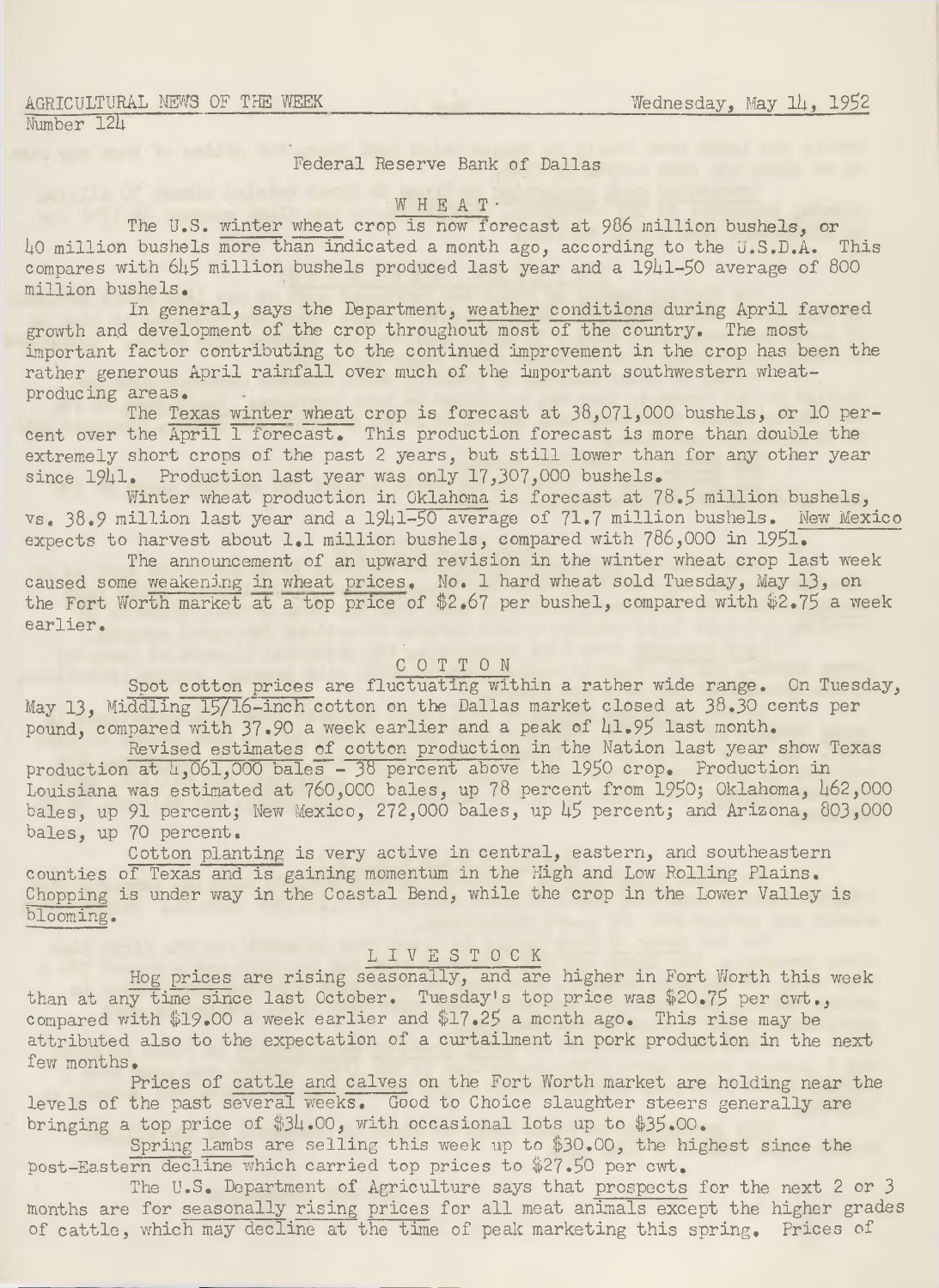AGRICULTURAL NEWS OF THE WEEK

Wednesday, May 14, 1952

Number 124

Federal Reserve Bank of Dallas

## WHEAT

The U.S. winter wheat crop is now forecast at 986 million bushels, or 40 million bushels more than indicated a month ago, according to the U.S.D.A. This compares with 645 million bushels produced last year and a 1941-50 average of 800 million bushels.

In general, says the Department, weather conditions during April favored growth and development of the crop throughout most of the country. The most important factor contributing to the continued improvement in the crop has been the rather generous April rainfall over much of the important southwestern wheat-producing areas.

The Texas winter wheat crop is forecast at 38,071,000 bushels, or 10 percent over the April 1 forecast. This production forecast is more than double the extremely short crops of the past 2 years, but still lower than for any other year since 1941. Production last year was only 17,307,000 bushels.

Winter wheat production in Oklahoma is forecast at 78.5 million bushels, vs. 38.9 million last year and a 1941-50 average of 71.7 million bushels. New Mexico expects to harvest about 1.1 million bushels, compared with 786,000 in 1951.

The announcement of an upward revision in the winter wheat crop last week caused some weakening in wheat prices. No. 1 hard wheat sold Tuesday, May 13, on the Fort Worth market at a top price of $2.67 per bushel, compared with $2.75 a week earlier.

## COTTON

Spot cotton prices are fluctuating within a rather wide range. On Tuesday, May 13, Middling 15/16-inch cotton on the Dallas market closed at 38.30 cents per pound, compared with 37.90 a week earlier and a peak of 41.95 last month.

Revised estimates of cotton production in the Nation last year show Texas production at 4,061,000 bales - 38 percent above the 1950 crop. Production in Louisiana was estimated at 760,000 bales, up 78 percent from 1950; Oklahoma, 462,000 bales, up 91 percent; New Mexico, 272,000 bales, up 45 percent; and Arizona, 803,000 bales, up 70 percent.

Cotton planting is very active in central, eastern, and southeastern counties of Texas and is gaining momentum in the High and Low Rolling Plains. Chopping is under way in the Coastal Bend, while the crop in the Lower Valley is blooming.

## LIVESTOCK

Hog prices are rising seasonally, and are higher in Fort Worth this week than at any time since last October. Tuesday's top price was $20.75 per cwt., compared with $19.00 a week earlier and $17.25 a month ago. This rise may be attributed also to the expectation of a curtailment in pork production in the next few months.

Prices of cattle and calves on the Fort Worth market are holding near the levels of the past several weeks. Good to Choice slaughter steers generally are bringing a top price of $34.00, with occasional lots up to $35.00.

Spring lambs are selling this week up to $30.00, the highest since the post-Eastern decline which carried top prices to $27.50 per cwt.

The U.S. Department of Agriculture says that prospects for the next 2 or 3 months are for seasonally rising prices for all meat animals except the higher grades of cattle, which may decline at the time of peak marketing this spring. Prices of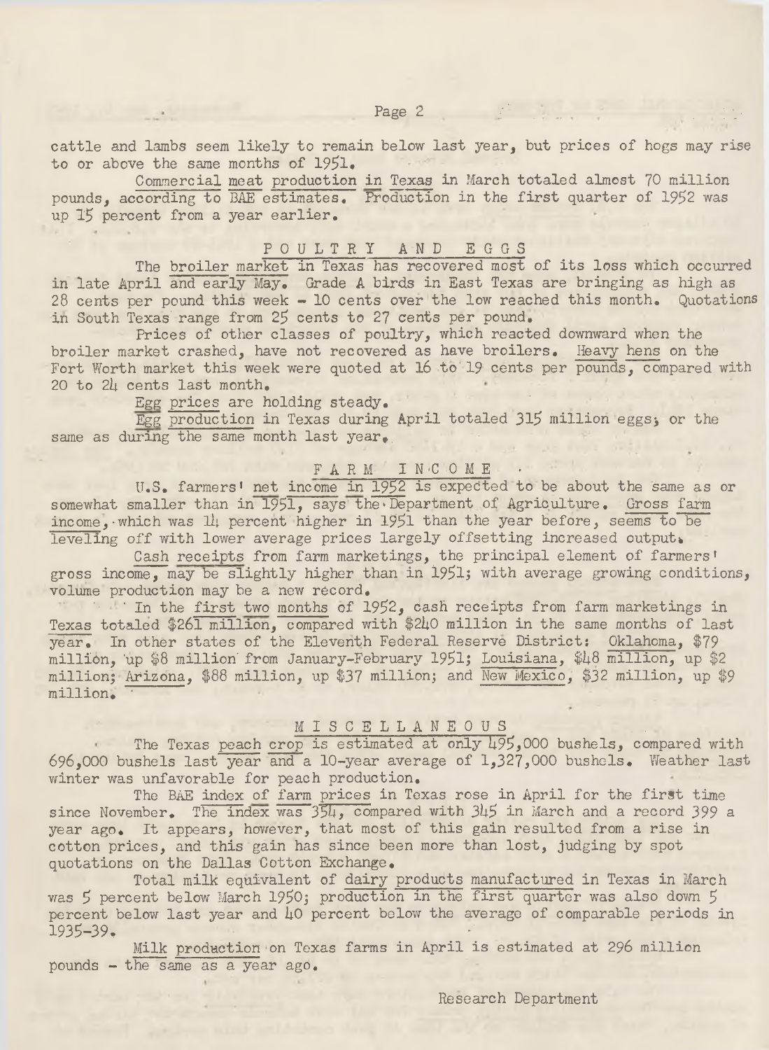cattle and lambs seem likely to remain below last year, but prices of hogs may rise to or above the same months of 1951.

Commercial meat production in Texas in March totaled almost 70 million pounds, according to BAE estimates. Production in the first quarter of 1952 was up 15 percent from a year earlier.

## POULTRY AND EGGS

The broiler market in Texas has recovered most of its loss which occurred in late April and early May. Grade A birds in East Texas are bringing as high as 28 cents per pound this week - 10 cents over the low reached this month. Quotations in South Texas range from 25 cents to 27 cents per pound.

Prices of other classes of poultry, which reacted downward when the broiler market crashed, have not recovered as have broilers. Heavy hens on the Fort Worth market this week were quoted at 16 to 19 cents per pounds, compared with 20 to 24 cents last month.

Egg prices are holding steady.

Egg production in Texas during April totaled 315 million eggs, or the same as during the same month last year.

## FARM INCOME

U.S. farmers' net income in 1952 is expected to be about the same as or somewhat smaller than in 1951, says the Department of Agriculture. Gross farm income, which was 14 percent higher in 1951 than the year before, seems to be leveling off with lower average prices largely offsetting increased output.

Cash receipts from farm marketings, the principal element of farmers' gross income, may be slightly higher than in 1951; with average growing conditions, volume production may be a new record.

In the first two months of 1952, cash receipts from farm marketings in Texas totaled $261 million, compared with $240 million in the same months of last year. In other states of the Eleventh Federal Reserve District: Oklahoma, $79 million, up $8 million from January-February 1951; Louisiana, $48 million, up $2 million; Arizona, $88 million, up $37 million; and New Mexico, $32 million, up $9 million.

## MISCELLANEOUS

The Texas peach crop is estimated at only 495,000 bushels, compared with 696,000 bushels last year and a 10-year average of 1,327,000 bushels. Weather last winter was unfavorable for peach production.

The BAE index of farm prices in Texas rose in April for the first time since November. The index was 354, compared with 345 in March and a record 399 a year ago. It appears, however, that most of this gain resulted from a rise in cotton prices, and this gain has since been more than lost, judging by spot quotations on the Dallas Cotton Exchange.

Total milk equivalent of dairy products manufactured in Texas in March was 5 percent below March 1950; production in the first quarter was also down 5 percent below last year and 40 percent below the average of comparable periods in 1935-39.

Milk production on Texas farms in April is estimated at 296 million pounds - the same as a year ago.

Research Department